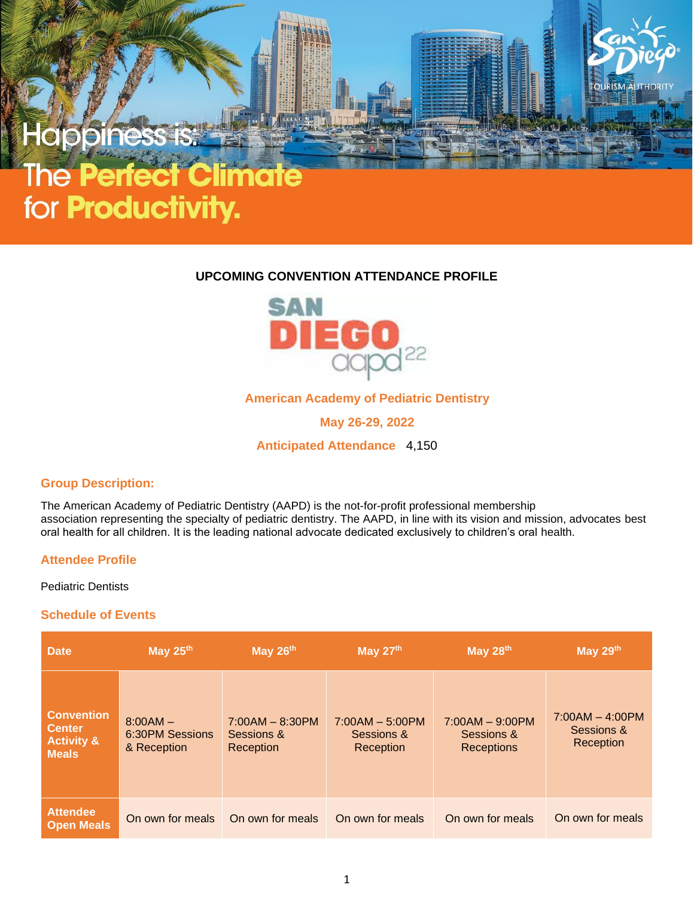# Happiness is: The Perfect Climate for Productivity.

San Diego TOURISM AUTHORITY

## UPCOMING CONVENTION ATTENDANCE PROFILE

SAN DIEGO aapd 22

**American Academy of Pediatric Dentistry**

**May 26-29, 2022**

**Anticipated Attendance** 4,150

### Group Description:

The American Academy of Pediatric Dentistry (AAPD) is the not-for-profit professional membership association representing the specialty of pediatric dentistry. The AAPD, in line with its vision and mission, advocates best oral health for all children. It is the leading national advocate dedicated exclusively to children's oral health.

### Attendee Profile

Pediatric Dentists

### Schedule of Events

| Date | May 25th | May 26th | May 27th | May 28th | May 29th |
|---|---|---|---|---|---|
| Convention Center Activity & Meals | 8:00AM – 6:30PM Sessions & Reception | 7:00AM – 8:30PM Sessions & Reception | 7:00AM – 5:00PM Sessions & Reception | 7:00AM – 9:00PM Sessions & Receptions | 7:00AM – 4:00PM Sessions & Reception |
| Attendee Open Meals | On own for meals | On own for meals | On own for meals | On own for meals | On own for meals |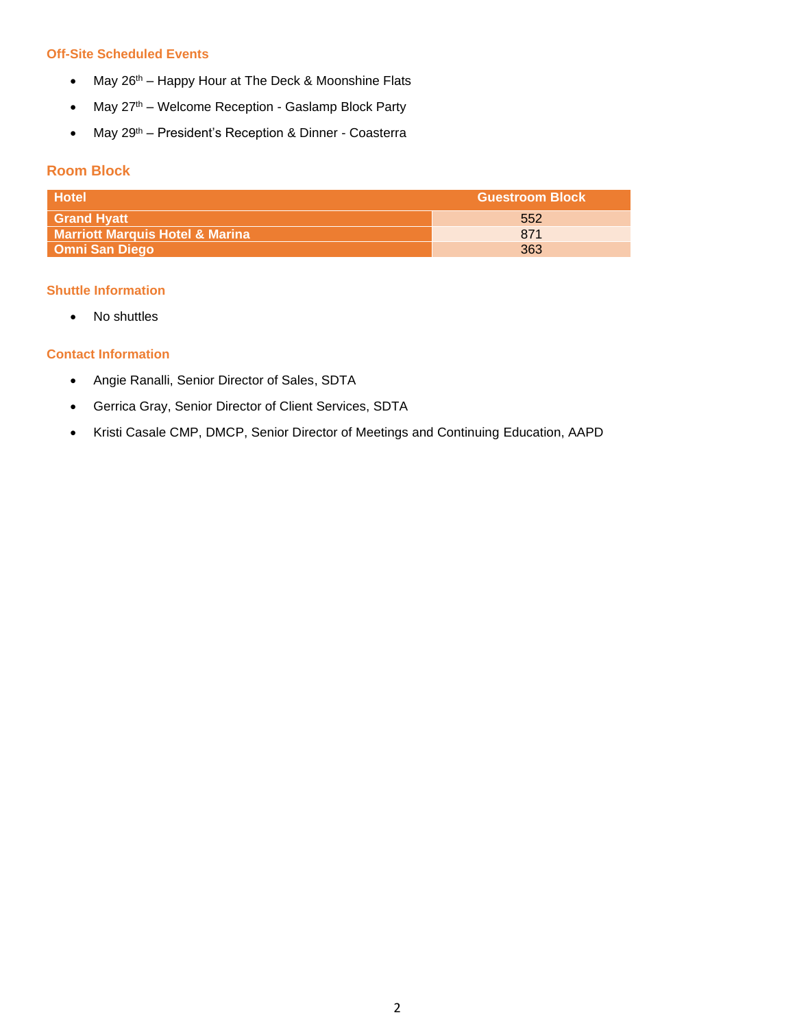### Off-Site Scheduled Events

- May 26th – Happy Hour at The Deck & Moonshine Flats
- May 27th – Welcome Reception - Gaslamp Block Party
- May 29th – President's Reception & Dinner - Coasterra

## Room Block

| Hotel | Guestroom Block |
|---|---|
| **Grand Hyatt** | 552 |
| **Marriott Marquis Hotel & Marina** | 871 |
| **Omni San Diego** | 363 |

### Shuttle Information

- No shuttles

### Contact Information

- Angie Ranalli, Senior Director of Sales, SDTA
- Gerrica Gray, Senior Director of Client Services, SDTA
- Kristi Casale CMP, DMCP, Senior Director of Meetings and Continuing Education, AAPD